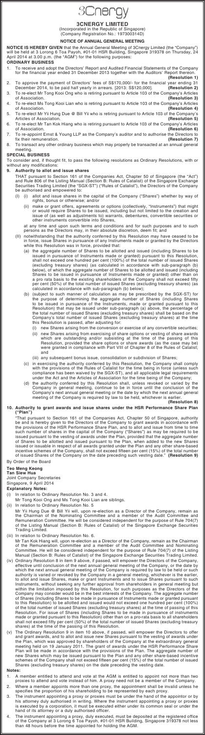3Cnergy

# 3CNERGY LIMITED

(Incorporated in the Republic of Singapore)
(Company Registration No.: 197300314D)

## NOTICE OF ANNUAL GENERAL MEETING

**NOTICE IS HEREBY GIVEN** that the Annual General Meeting of 3Cnergy Limited (the "Company") will be held at 3 Lorong 6 Toa Payoh, #01-01 HSR Building, Singapore 319378 on Thursday, 24 April 2014 at 3.00 p.m. (the "AGM") for the following purposes:

### ORDINARY BUSINESS

1. To receive and adopt the Directors' Report and Audited Financial Statements of the Company for the financial year ended 31 December 2013 together with the Auditors' Report thereon. **(Resolution 1)**
2. To approve the payment of Directors' fees of S$170,000/- for the financial year ending 31 December 2014, to be paid half yearly in arrears. [2013: S$120,000]. **(Resolution 2)**
3. To re-elect Mr Tong Kooi Ong who is retiring pursuant to Article 103 of the Company's Articles of Association. **(Resolution 3)**
4. To re-elect Ms Tong Kooi Lian who is retiring pursuant to Article 103 of the Company's Articles of Association. **(Resolution 4)**
5. To re-elect Mr Yii Hung Due @ Bill Yii who is retiring pursuant to Article 103 of the Company's Articles of Association. **(Resolution 5)**
6. To re-elect Mr Tan Kok Hiang who is retiring pursuant to Article 103 of the Company's Articles of Association. **(Resolution 6)**
7. To re-appoint Ernst & Young LLP as the Company's auditor and to authorise the Directors to fix their remuneration. **(Resolution 7)**
8. To transact any other ordinary business which may properly be transacted at an annual general meeting.

### SPECIAL BUSINESS

To consider and, if thought fit, to pass the following resolutions as Ordinary Resolutions, with or without any modifications:

9. **Authority to allot and issue shares**

   THAT pursuant to Section 161 of the Companies Act, Chapter 50 of Singapore (the "Act") and Rule 806 of the Listing Manual (Section B: Rules of Catalist) of the Singapore Exchange Securities Trading Limited (the "SGX-ST") ("Rules of Catalist"), the Directors of the Company be authorised and empowered to:

   (I) (i) allot and issue shares in the capital of the Company ("Shares") whether by way of rights, bonus or otherwise; and/or

   (ii) make or grant offers, agreements or options (collectively, "Instruments") that might or would require Shares to be issued, including but not limited to the creation and issue of (as well as adjustments to) warrants, debentures, convertible securities or other instruments convertible into Shares,

   at any time and upon such terms and conditions and for such purposes and to such persons as the Directors may, in their absolute discretion, deem fit; and

   (II) notwithstanding that the authority conferred by this Resolution may have ceased to be in force, issue Shares in pursuance of any Instruments made or granted by the Directors while this Resolution was in force, provided that:

   (a) the aggregate number of Shares to be allotted and issued (including Shares to be issued in pursuance of Instruments made or granted) pursuant to this Resolution, shall not exceed one hundred per cent (100%) of the total number of issued Shares (excluding treasury shares) (as calculated in accordance with sub-paragraph (b) below), of which the aggregate number of Shares to be allotted and issued (including Shares to be issued in pursuance of Instruments made or granted) other than on a pro rata basis to the existing shareholders of the Company shall not exceed fifty per cent (50%) of the total number of issued Shares (excluding treasury shares) (as calculated in accordance with sub-paragraph (b) below);

   (b) (subject to such manner of calculation as may be prescribed by the SGX-ST) for the purpose of determining the aggregate number of Shares (including Shares to be issued in pursuance of the Instruments, made or granted pursuant to this Resolution) that may be issued under sub-paragraph (a) above, the percentage of the total number of issued Shares (excluding treasury shares) shall be based on the Company's total number of issued Shares (excluding treasury shares) at the time this Resolution is passed, after adjusting for:

   (i) new Shares arising from the conversion or exercise of any convertible securities;

   (ii) new Shares arising from exercising of share options or vesting of share awards which are outstanding and/or subsisting at the time of the passing of this Resolution, provided the share options or share awards (as the case may be) were granted in compliance with Part VIII of Chapter 8 of the Rules of Catalist; and

   (iii) any subsequent bonus issue, consolidation or subdivision of Shares;

   (c) in exercising the authority conferred by this Resolution, the Company shall comply with the provisions of the Rules of Catalist for the time being in force (unless such compliance has been waived by the SGX-ST), and all applicable legal requirements under the Act and the Articles of Association for the time being of the Company;

   (d) the authority conferred by this Resolution shall, unless revoked or varied by the Company in general meeting, continue to be in force until the conclusion of the Company's next annual general meeting or the date by which the next annual general meeting of the Company is required by law to be held, whichever is earlier. **(Resolution 8)**

10. **Authority to grant awards and issue shares under the HSR Performance Share Plan ("Plan")**

    "That pursuant to Section 161 of the Companies Act, Chapter 50 of Singapore, authority be and is hereby given to the Directors of the Company to grant awards in accordance with the provisions of the HSR Performance Share Plan, and to allot and issue from time to time such number of shares in the capital of the Company ("Shares") as may be required to be issued pursuant to the vesting of awards under the Plan, provided that the aggregate number of Shares to be allotted and issued pursuant to the Plan, when added to the new Shares issued or issuable in respect of all awards granted under the Plan and any other share-based incentive schemes of the Company, shall not exceed fifteen per cent (15%) of the total number of issued Shares of the Company on the date preceding such vesting date." **(Resolution 9)**

By Order of the Board

**Teo Meng Keong**
**Tan Siew Hua**
Joint Company Secretaries
Singapore, 9 April 2014

**Explanatory Notes:**

(i) In relation to Ordinary Resolution No. 3 and 4.

Mr Tong Kooi Ong and Ms Tong Kooi Lian are siblings.

(ii) In relation to Ordinary Resolution No. 5

Mr Yii Hung Due @ Bill Yii will, upon re-election as a Director of the Company, remain as the Chairman of the Nominating Committee and a member of the Audit Committee and Remuneration Committee. He will be considered independent for the purpose of Rule 704(7) of the Listing Manual (Section B: Rules of Catalist) of the Singapore Exchange Securities Trading Limited.

(iii) In relation to Ordinary Resolution No. 6.

Mr Tan Kok Hiang will, upon re-election as a Director of the Company, remain as the Chairman of the Remuneration Committee and a member of the Audit Committee and Nominating Committee. He will be considered independent for the purpose of Rule 704(7) of the Listing Manual (Section B: Rules of Catalist) of the Singapore Exchange Securities Trading Limited.

(iv) Ordinary Resolution 8 in item 9 above, if passed, will empower the Directors of the Company, effective until conclusion of the next annual general meeting of the Company, or the date by which the next annual general meeting of the Company is required by law to be held or such authority is varied or revoked by the Company in a general meeting, whichever is the earlier, to allot and issue Shares, make or grant Instruments and to issue Shares pursuant to such Instruments, without seeking any further approval from shareholders in general meeting but within the limitation imposed by this Resolution, for such purposes as the Directors of the Company may consider would be in the best interests of the Company. The aggregate number of Shares (including Shares to be made in pursuance of Instruments made or granted pursuant to this Resolution) to be allotted and issued would not exceed one hundred per cent (100%) of the total number of issued Shares (excluding treasury shares) at the time of passing of this Resolution. For issue of Shares (including Shares to be made in pursuance of instruments made or granted pursuant to this Resolution) other than on a pro-rata basis to all shareholders shall not exceed fifty per cent (50%) of the total number of issued Shares (excluding treasury shares) at the time of the passing of this Resolution.

(v) The Ordinary Resolution 9 in item 10 above, if passed, will empower the Directors to offer and grant awards, and to allot and issue new Shares pursuant to the vesting of awards under the Plan, which was approved by shareholders of the Company at the extraordinary general meeting held on 19 January 2011. The grant of awards under the HSR Performance Share Plan will be made in accordance with the provisions of the Plan. The aggregate number of new Shares which may be issued pursuant to the Plan and any other share-based incentive schemes of the Company shall not exceed fifteen per cent (15%) of the total number of issued Shares (excluding treasury shares) on the date preceding the vesting date.

**Notes:**

1. A member entitled to attend and vote at the AGM is entitled to appoint not more than two proxies to attend and vote instead of him. A proxy need not be a member of the Company.
2. Where a member appoints more than one proxy, the appointment shall be invalid unless he specifies the proportion of his shareholding to be represented by each proxy.
3. The instrument appointing a proxy or proxies must be under the hand of the appointor or by his attorney duly authorised in writing. Where the instrument appointing a proxy or proxies is executed by a corporation, it must be executed either under its common seal or under the hand of its attorney or a duly authorised officer.
4. The instrument appointing a proxy, duly executed, must be deposited at the registered office of the Company at 3 Lorong 6 Toa Payoh, #01-01 HSR Building, Singapore 319378 not less than 48 hours before the time appointed for holding the AGM.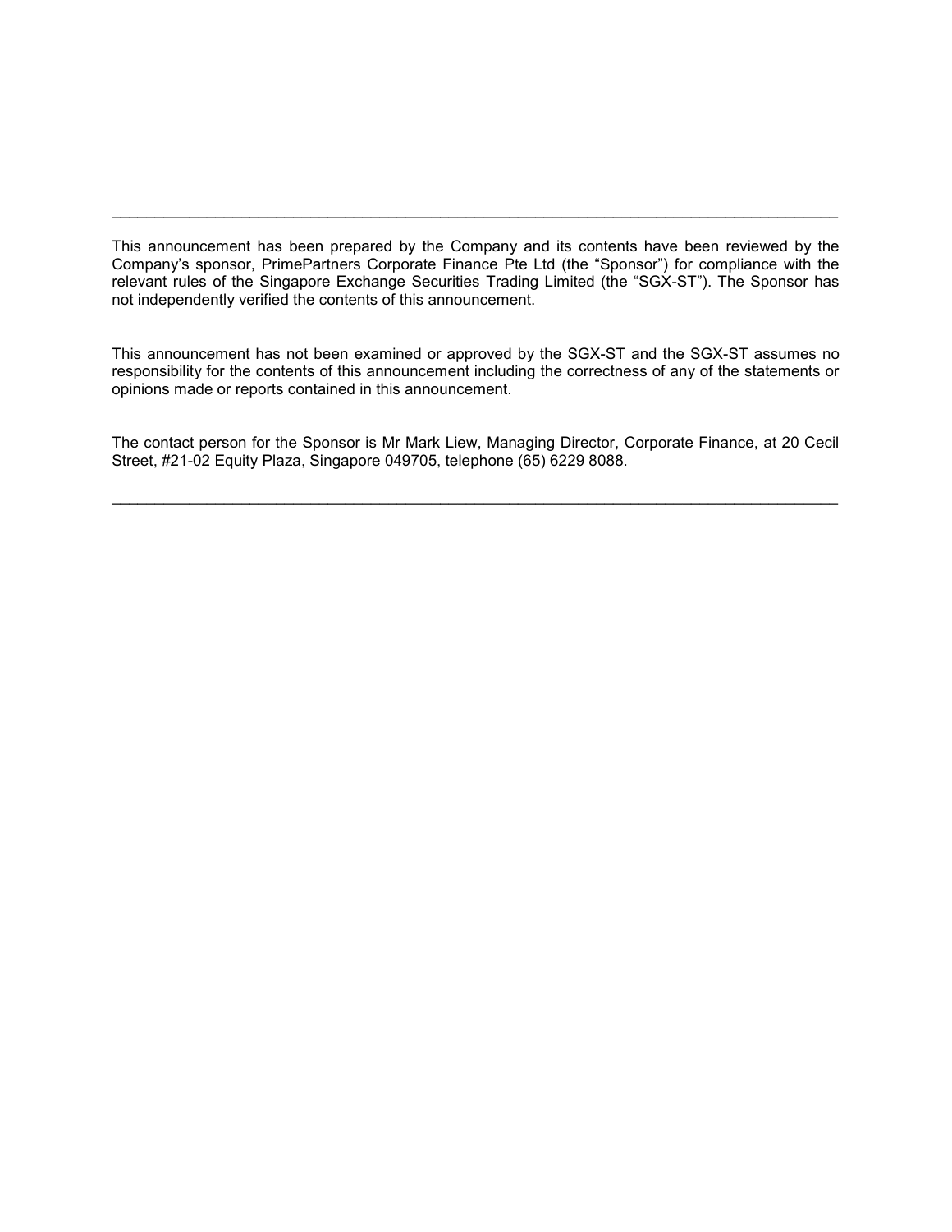---

This announcement has been prepared by the Company and its contents have been reviewed by the Company's sponsor, PrimePartners Corporate Finance Pte Ltd (the "Sponsor") for compliance with the relevant rules of the Singapore Exchange Securities Trading Limited (the "SGX-ST"). The Sponsor has not independently verified the contents of this announcement.

This announcement has not been examined or approved by the SGX-ST and the SGX-ST assumes no responsibility for the contents of this announcement including the correctness of any of the statements or opinions made or reports contained in this announcement.

The contact person for the Sponsor is Mr Mark Liew, Managing Director, Corporate Finance, at 20 Cecil Street, #21-02 Equity Plaza, Singapore 049705, telephone (65) 6229 8088.

---